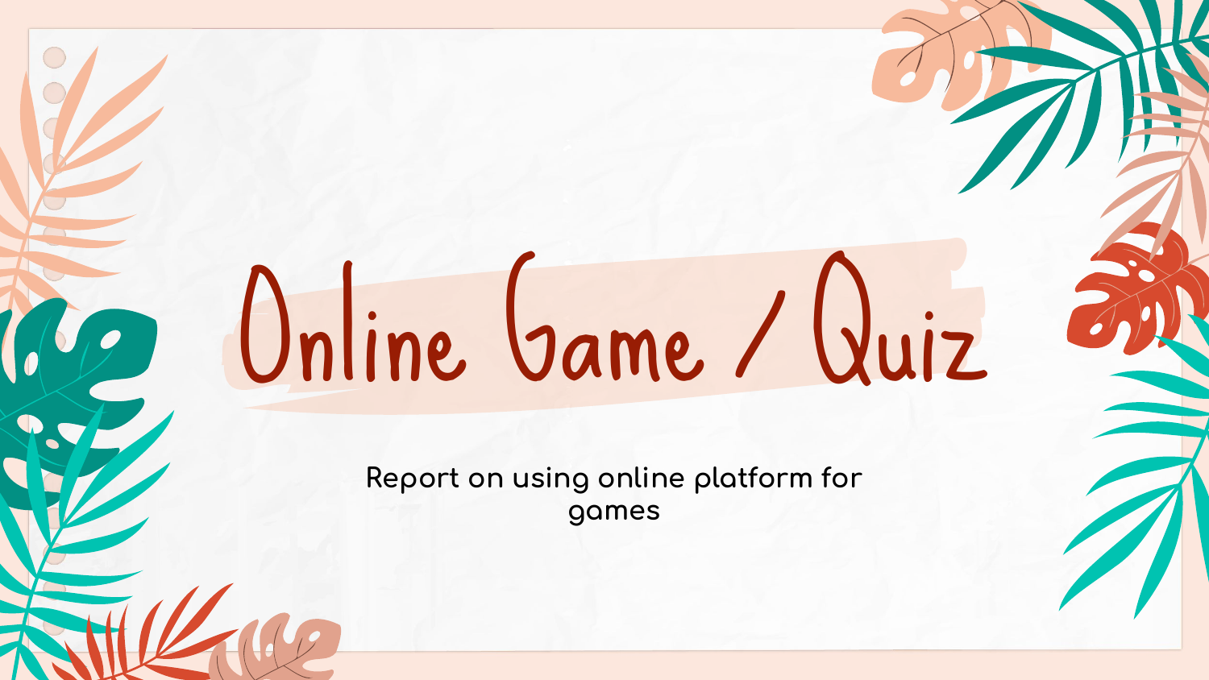# Online Game / Quiz

Report on using online platform for games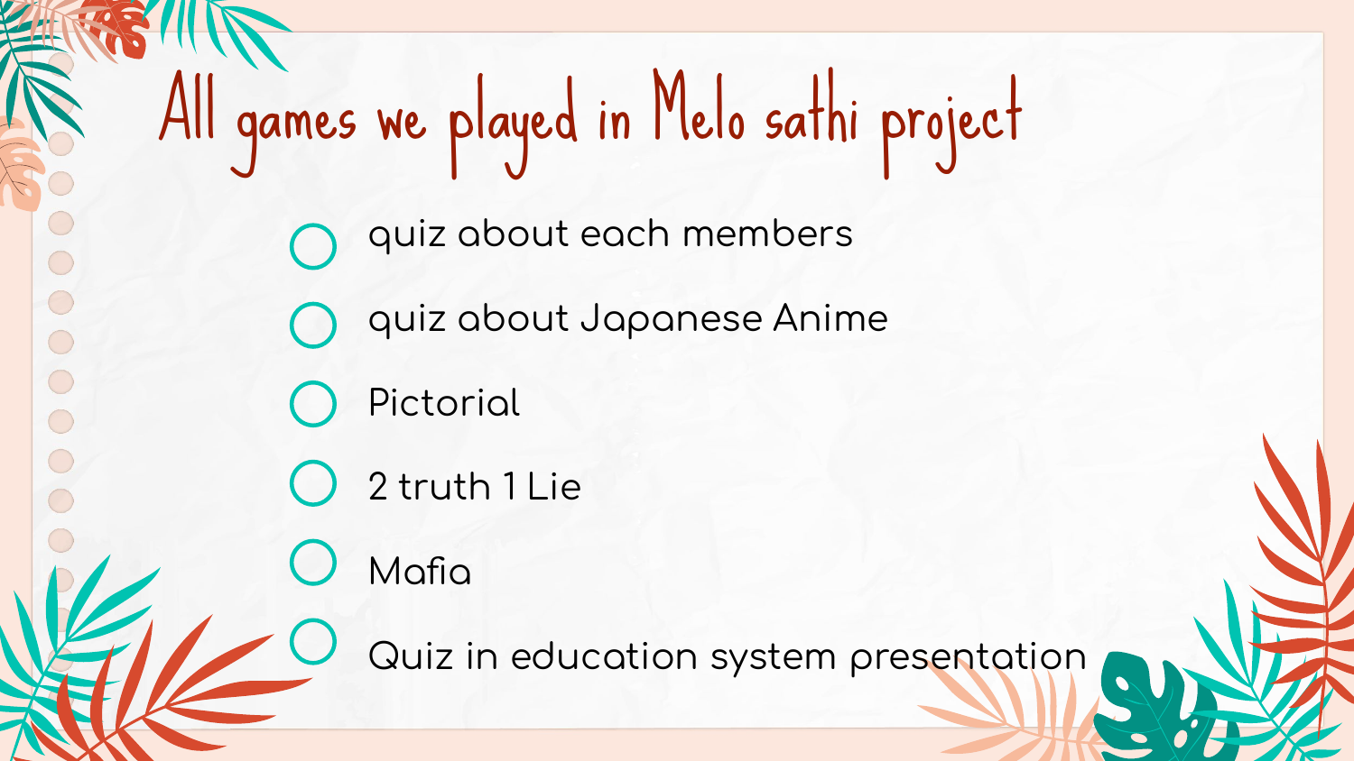# All games we played in Melo sathi project

- quiz about each members
- quiz about Japanese Anime
- Pictorial
- 2 truth 1 Lie
- Mafia
- Quiz in education system presentation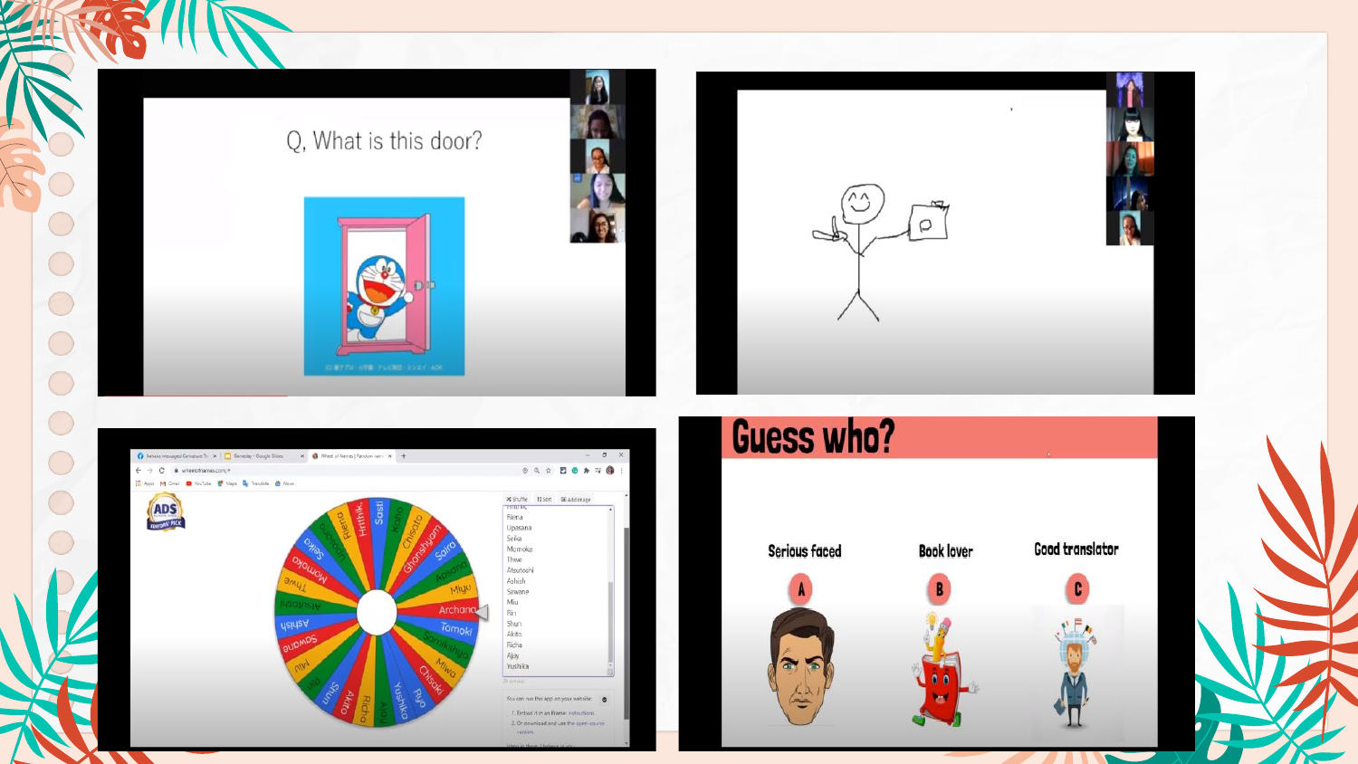Q, What is this door?

# Guess who?

| A | B | C |
|---|---|---|
| Serious faced | Book lover | Good translator |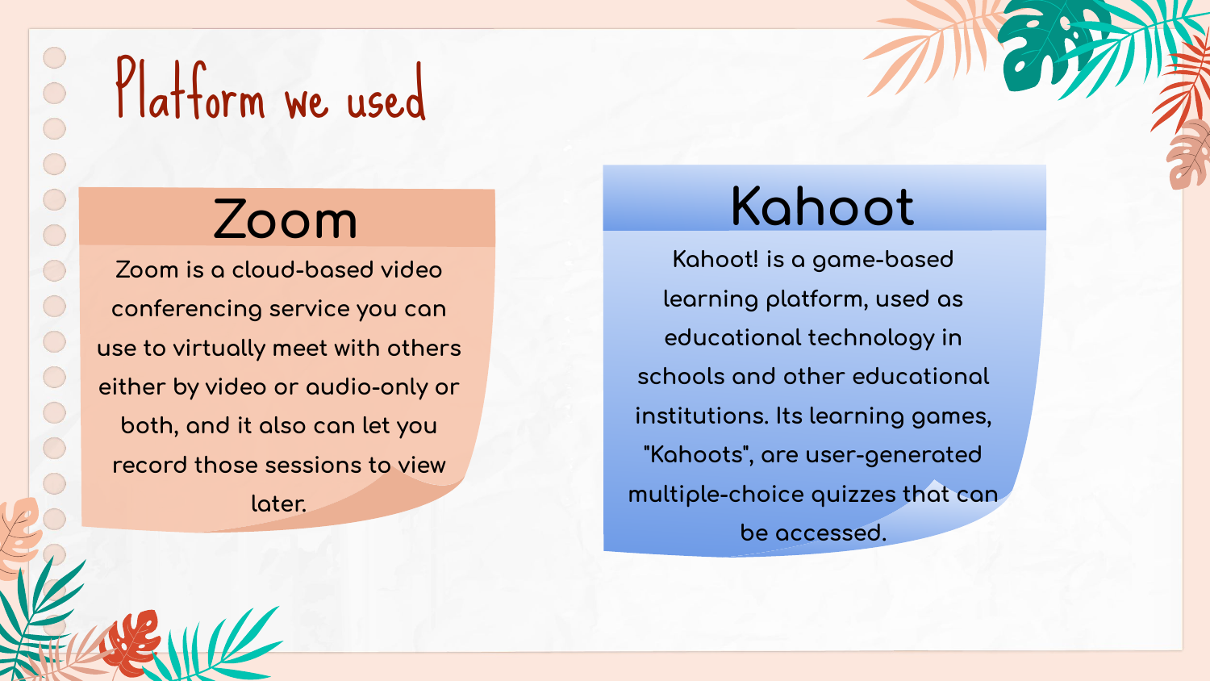# Platform we used

## Zoom

Zoom is a cloud-based video conferencing service you can use to virtually meet with others either by video or audio-only or both, and it also can let you record those sessions to view later.

## Kahoot

Kahoot! is a game-based learning platform, used as educational technology in schools and other educational institutions. Its learning games, "Kahoots", are user-generated multiple-choice quizzes that can be accessed.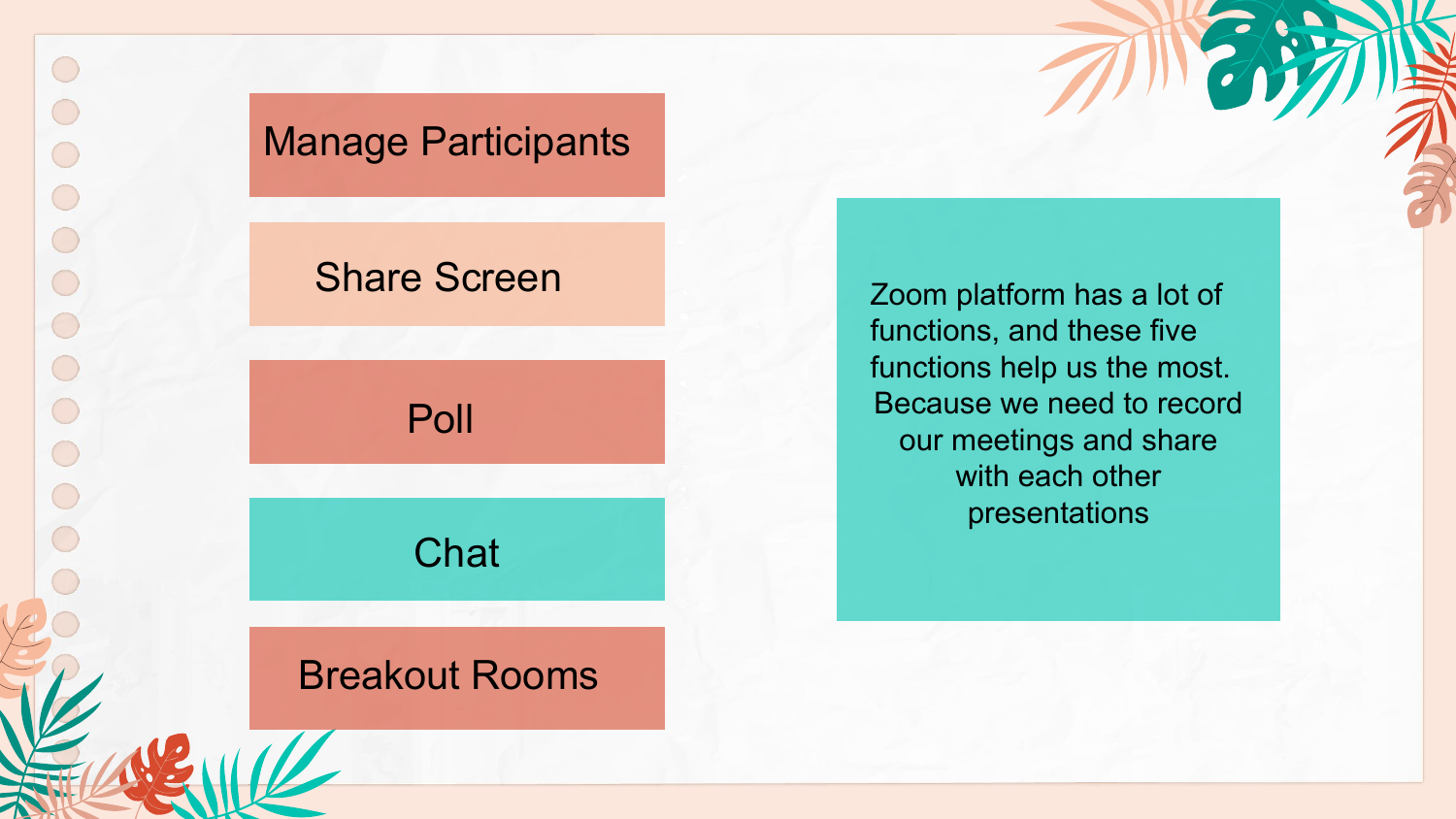- Manage Participants
- Share Screen
- Poll
- Chat
- Breakout Rooms

Zoom platform has a lot of functions, and these five functions help us the most. Because we need to record our meetings and share with each other presentations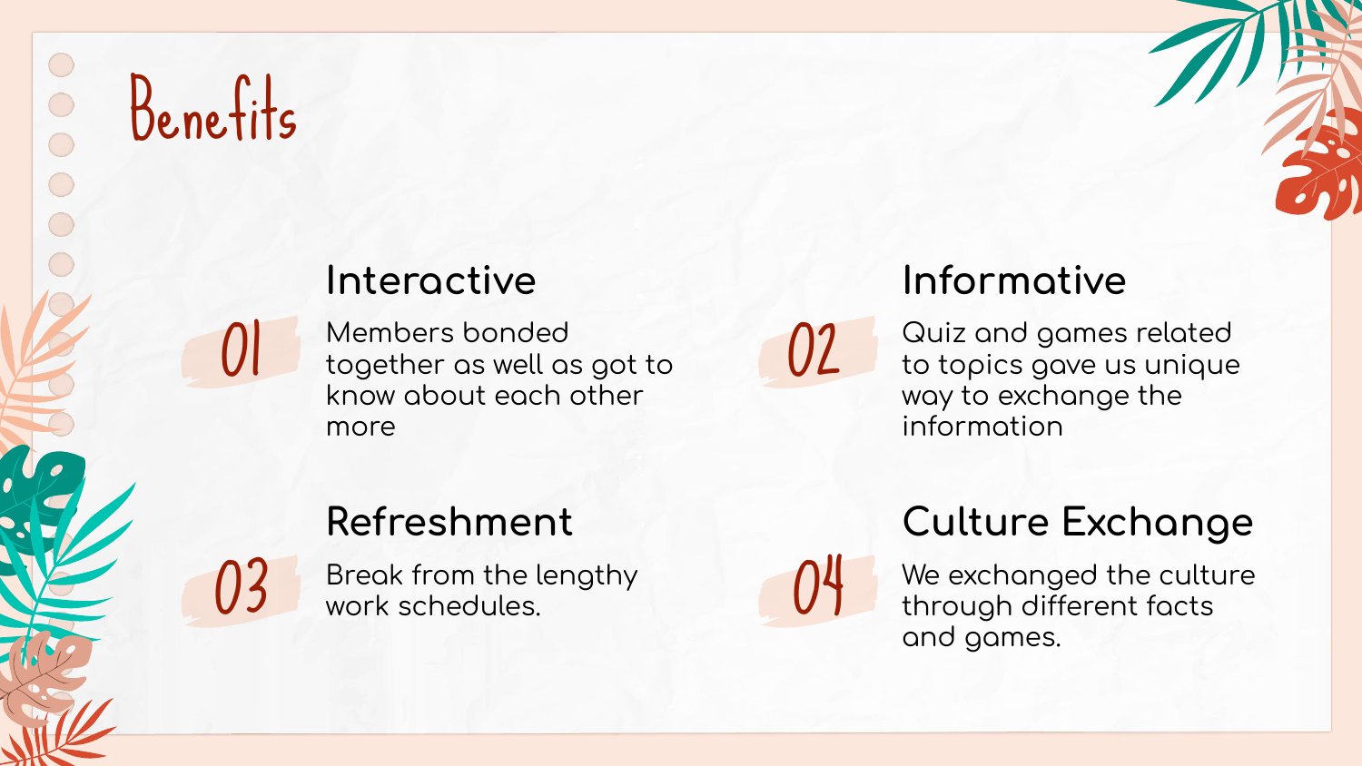# Benefits

## 01 Interactive

Members bonded together as well as got to know about each other more

## 02 Informative

Quiz and games related to topics gave us unique way to exchange the information

## 03 Refreshment

Break from the lengthy work schedules.

## 04 Culture Exchange

We exchanged the culture through different facts and games.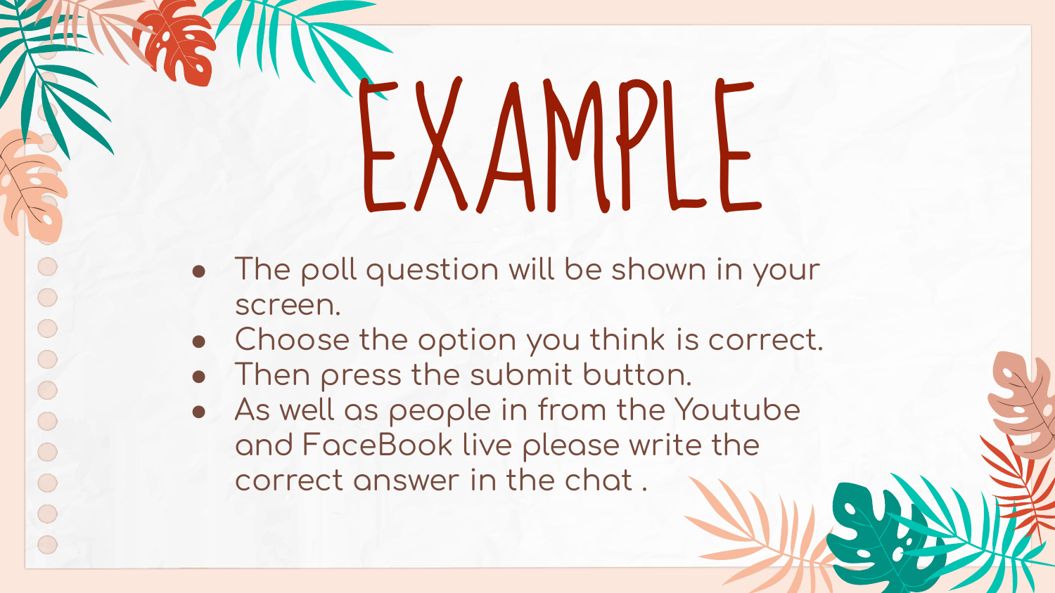# EXAMPLE

- The poll question will be shown in your screen.
- Choose the option you think is correct.
- Then press the submit button.
- As well as people in from the Youtube and FaceBook live please write the correct answer in the chat .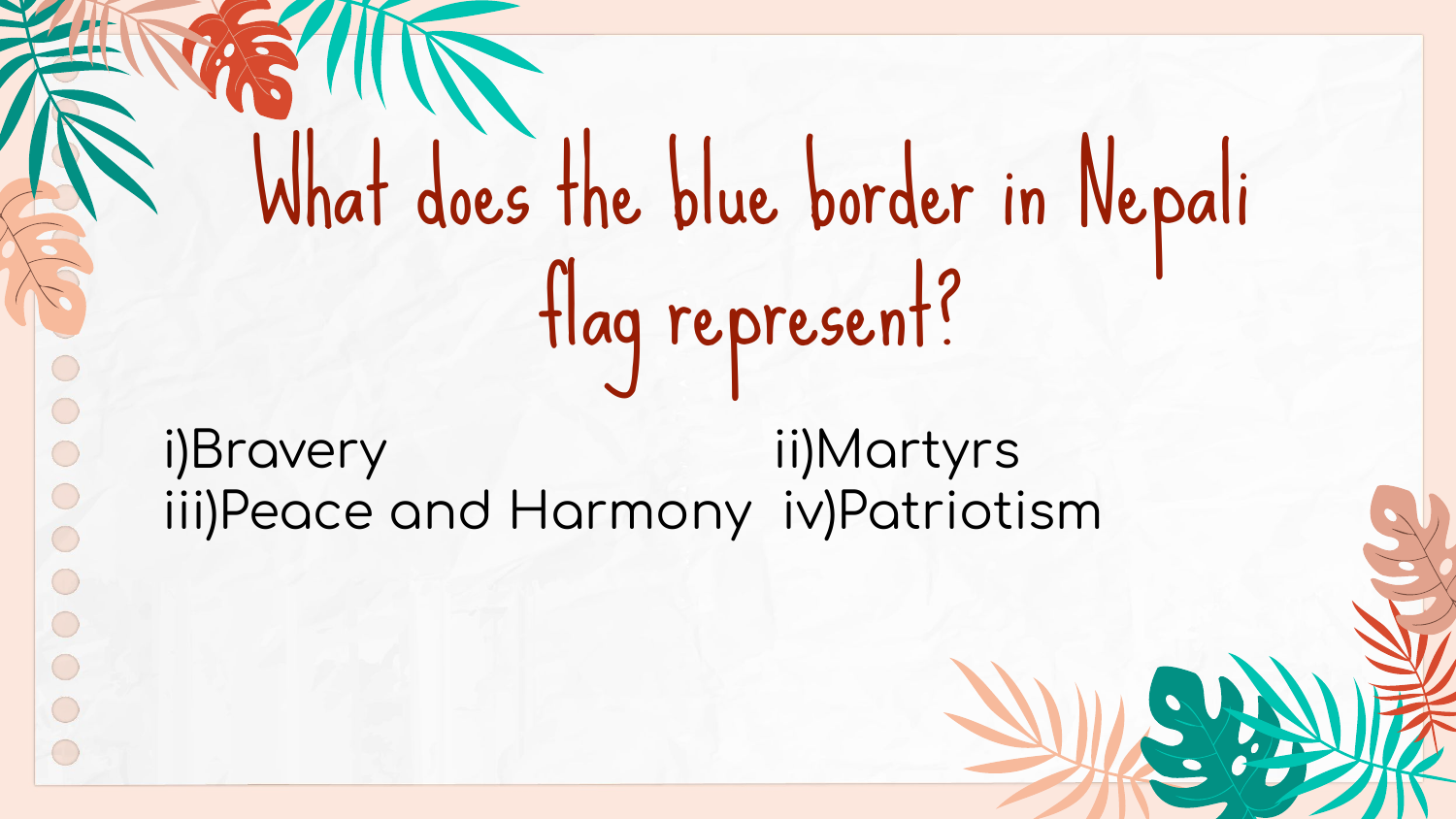# What does the blue border in Nepali flag represent?

i)Bravery ii)Martyrs
iii)Peace and Harmony iv)Patriotism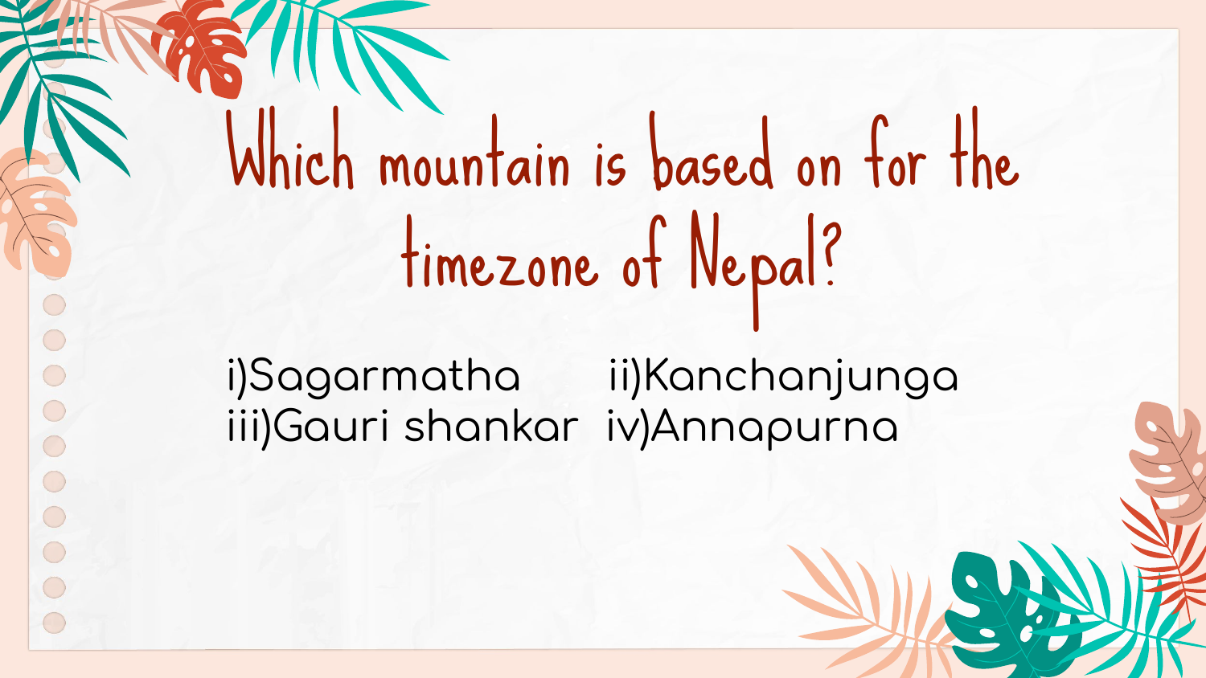# Which mountain is based on for the timezone of Nepal?

i)Sagarmatha ii)Kanchanjunga
iii)Gauri shankar iv)Annapurna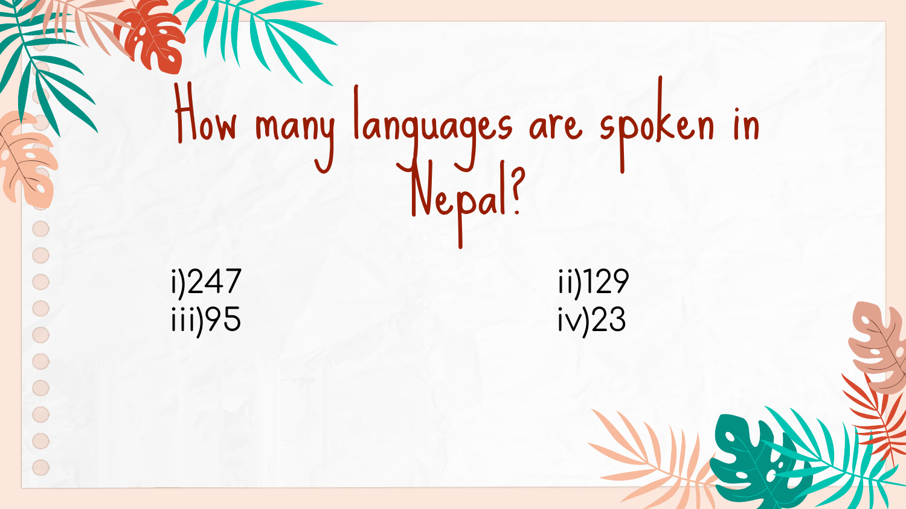# How many languages are spoken in Nepal?

i)247

ii)129

iii)95

iv)23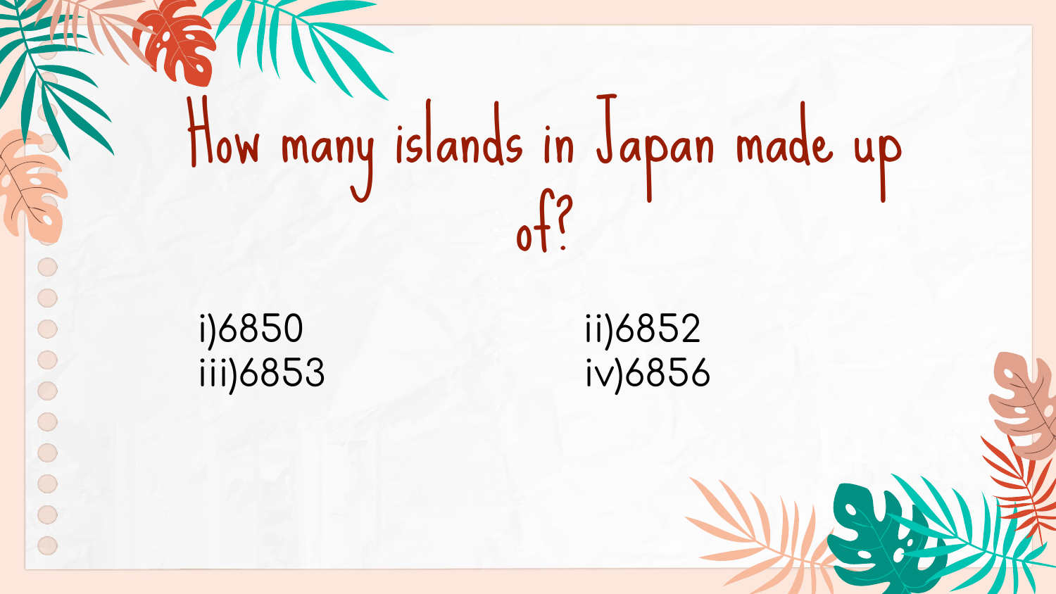# How many islands in Japan made up of?

i)6850

ii)6852

iii)6853

iv)6856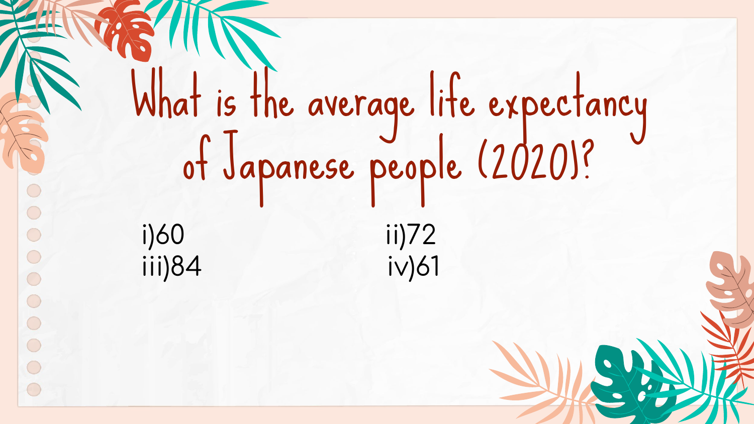# What is the average life expectancy of Japanese people (2020)?

i)60

ii)72

iii)84

iv)61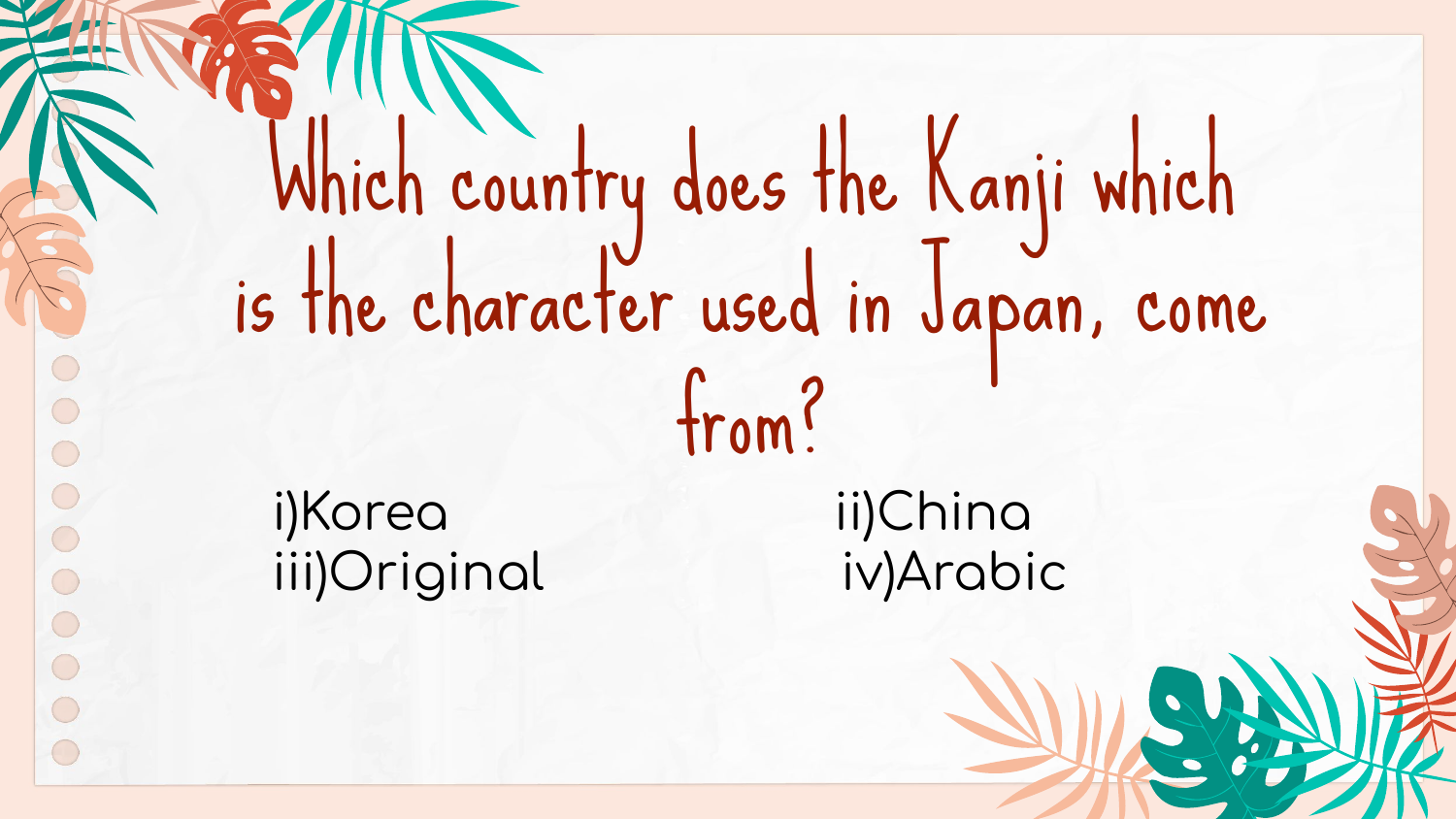# Which country does the Kanji which is the character used in Japan, come from?

i)Korea

ii)China

iii)Original

iv)Arabic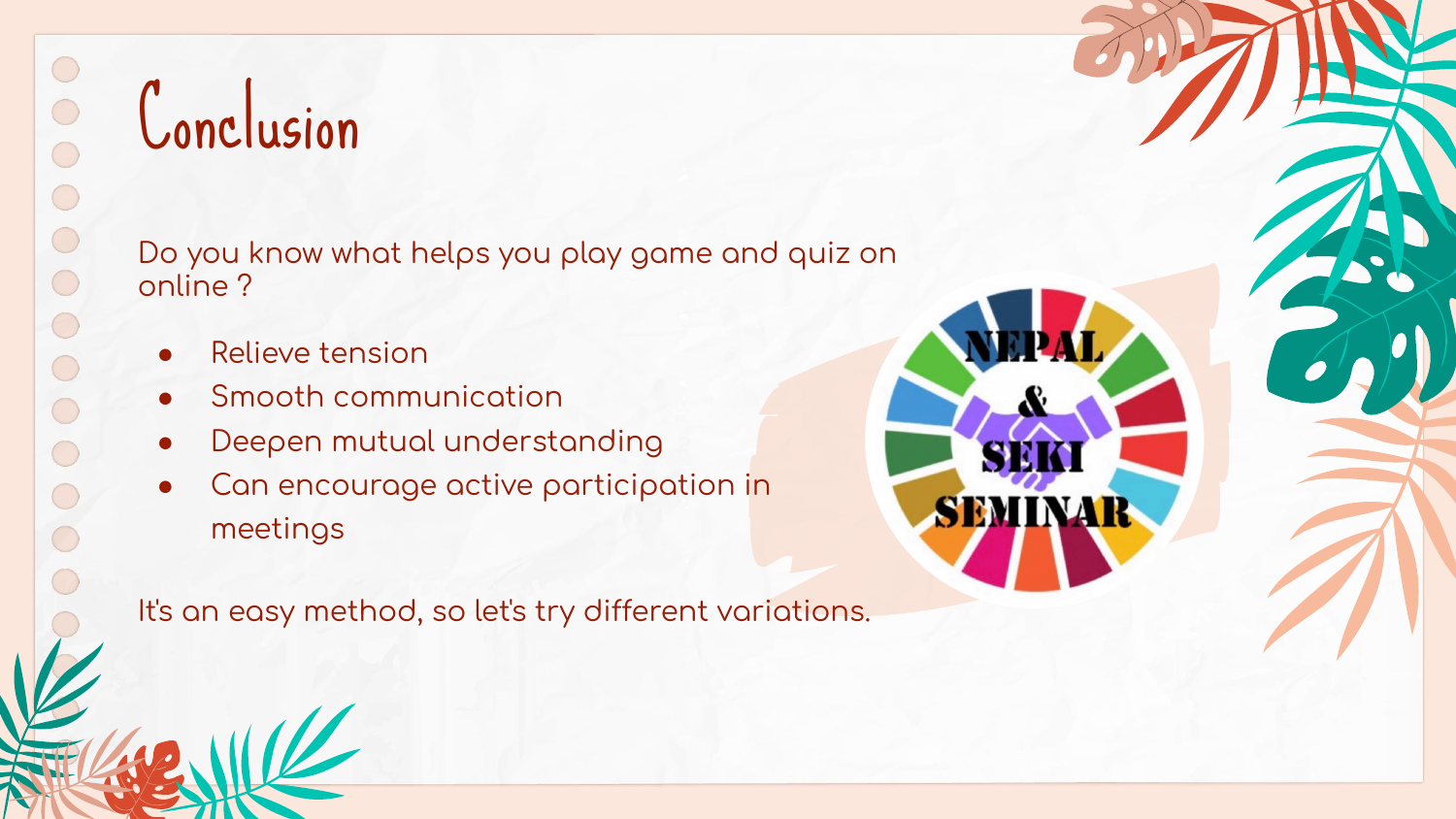# Conclusion

Do you know what helps you play game and quiz on online ?

- Relieve tension
- Smooth communication
- Deepen mutual understanding
- Can encourage active participation in meetings

It's an easy method, so let's try different variations.